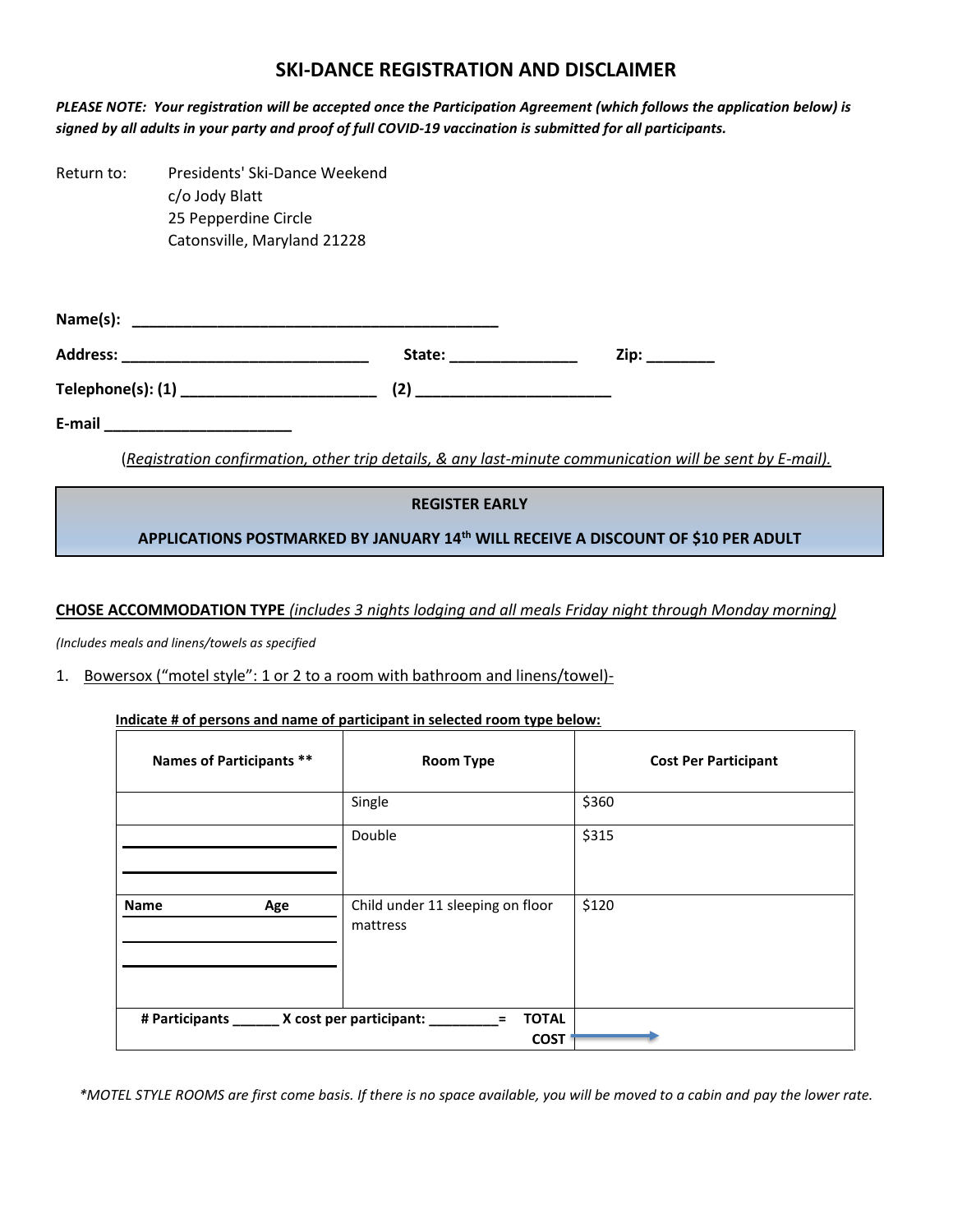# SKI-DANCE REGISTRATION AND DISCLAIMER

***PLEASE NOTE: Your registration will be accepted once the Participation Agreement (which follows the application below) is signed by all adults in your party and proof of full COVID-19 vaccination is submitted for all participants.***

Return to: Presidents' Ski-Dance Weekend
c/o Jody Blatt
25 Pepperdine Circle
Catonsville, Maryland 21228

**Name(s): ___________________________________________**

**Address: ____________________________ State: ______________ Zip: ________**

**Telephone(s): (1) ______________________ (2) ______________________**

**E-mail _____________________**

(*Registration confirmation, other trip details, & any last-minute communication will be sent by E-mail).*

**REGISTER EARLY**

**APPLICATIONS POSTMARKED BY JANUARY 14th WILL RECEIVE A DISCOUNT OF $10 PER ADULT**

**CHOSE ACCOMMODATION TYPE** *(includes 3 nights lodging and all meals Friday night through Monday morning)*

*(Includes meals and linens/towels as specified*

1. Bowersox ("motel style": 1 or 2 to a room with bathroom and linens/towel)-

**Indicate # of persons and name of participant in selected room type below:**

| Names of Participants ** | Room Type | Cost Per Participant |
|---|---|---|
| | Single | $360 |
| ______________________<br>______________________ | Double | $315 |
| **Name** **Age**<br>______________________<br>______________________ | Child under 11 sleeping on floor mattress | $120 |
| **# Participants ______ X cost per participant: _________ =** | **TOTAL COST** → | |

*\*MOTEL STYLE ROOMS are first come basis. If there is no space available, you will be moved to a cabin and pay the lower rate.*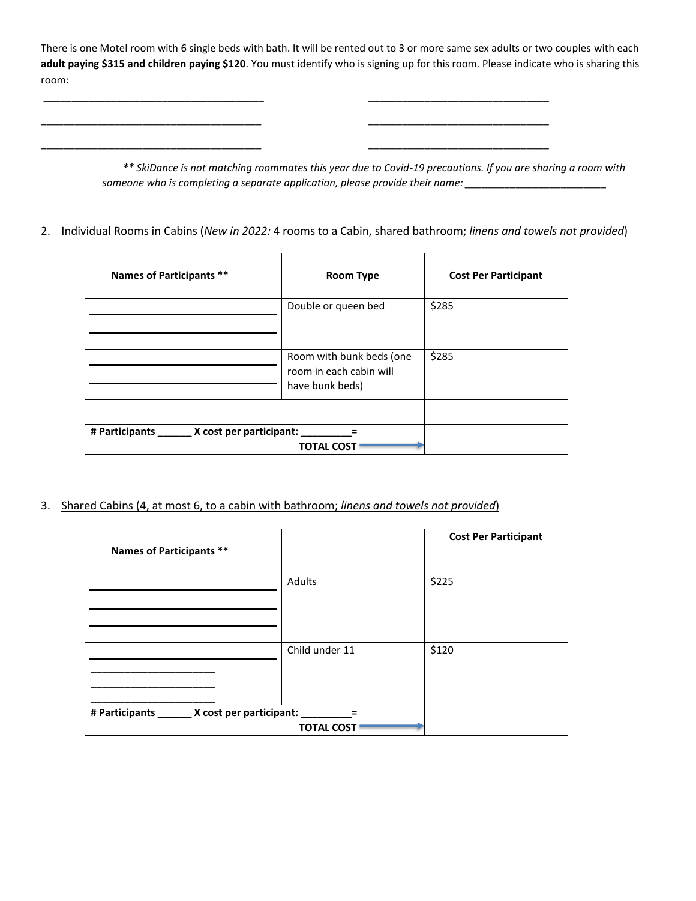There is one Motel room with 6 single beds with bath. It will be rented out to 3 or more same sex adults or two couples with each **adult paying $315 and children paying $120**. You must identify who is signing up for this room. Please indicate who is sharing this room:

_______________________________________ _______________________________

_______________________________________ _______________________________

_______________________________________ _______________________________

***\*\* SkiDance is not matching roommates this year due to Covid-19 precautions.** If you are sharing a room with someone who is completing a separate application, please provide their name:* _________________________

2. Individual Rooms in Cabins (*New in 2022:* 4 rooms to a Cabin, shared bathroom; *linens and towels not provided*)

| **Names of Participants \*\*** | **Room Type** | **Cost Per Participant** |
|---|---|---|
| ______________________________<br>______________________________ | Double or queen bed | $285 |
| ______________________________<br>______________________________ | Room with bunk beds (one room in each cabin will have bunk beds) | $285 |
| | | |
| **# Participants ______ X cost per participant: _________=** | **TOTAL COST →** | |

3. Shared Cabins (4, at most 6, to a cabin with bathroom; *linens and towels not provided*)

| **Names of Participants \*\*** | | **Cost Per Participant** |
|---|---|---|
| ______________________________<br>______________________________<br>______________________________ | Adults | $225 |
| ______________________________<br>______________________<br>______________________<br>______________________ | Child under 11 | $120 |
| **# Participants ______ X cost per participant: _________=** | **TOTAL COST →** | |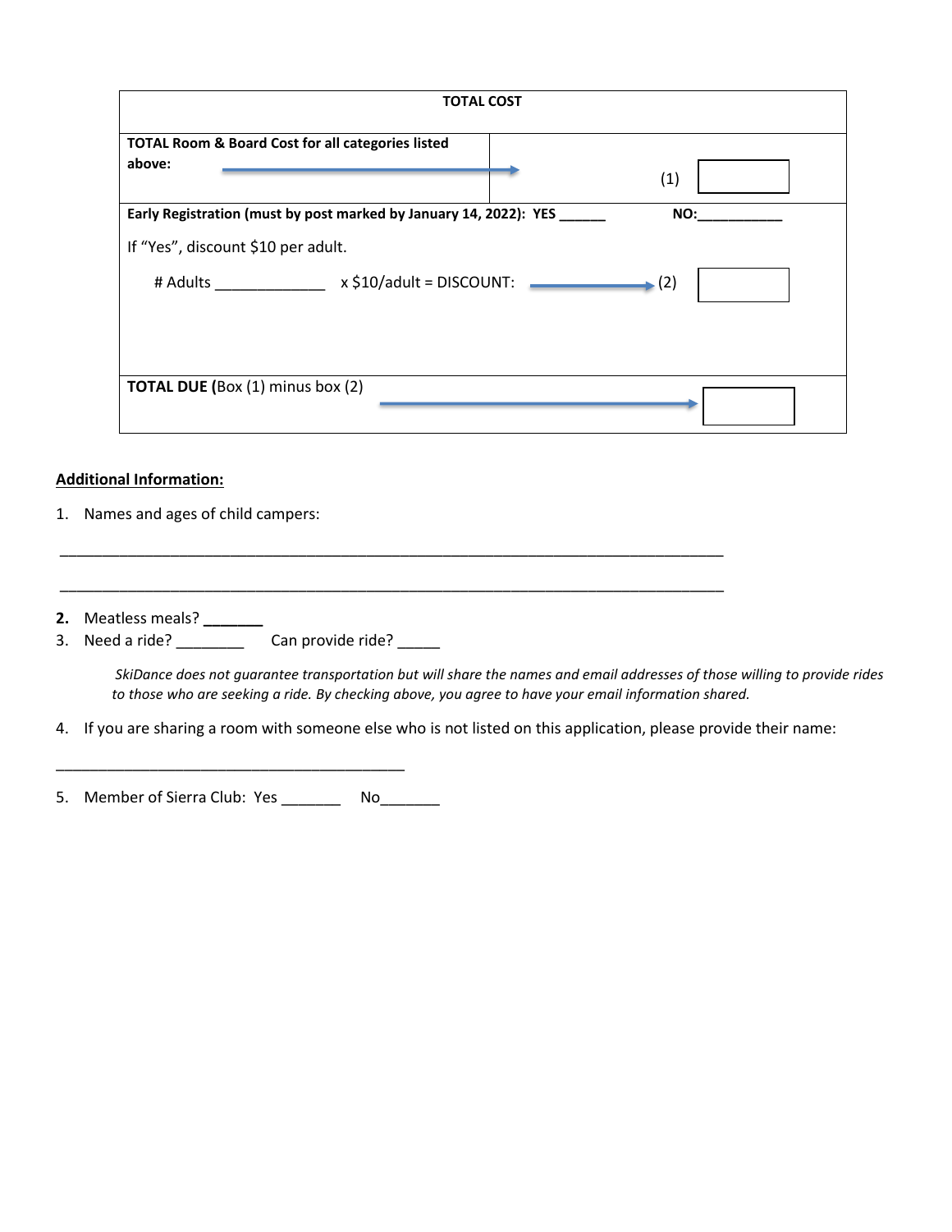| TOTAL COST | |
|---|---|
| **TOTAL Room & Board Cost for all categories listed above:** → | (1) ☐ |
| **Early Registration (must by post marked by January 14, 2022): YES ______ NO:___________**<br><br>If "Yes", discount $10 per adult.<br><br># Adults _____________ x $10/adult = DISCOUNT: → | (2) ☐ |
| **TOTAL DUE (**Box (1) minus box (2) → | ☐ |

**Additional Information:**

1. Names and ages of child campers:

________________________________________________________________________________

________________________________________________________________________________

2. Meatless meals? _______
3. Need a ride? ________ Can provide ride? _____

*SkiDance does not guarantee transportation but will share the names and email addresses of those willing to provide rides to those who are seeking a ride. By checking above, you agree to have your email information shared.*

4. If you are sharing a room with someone else who is not listed on this application, please provide their name:

__________________________________________

5. Member of Sierra Club: Yes _______ No_______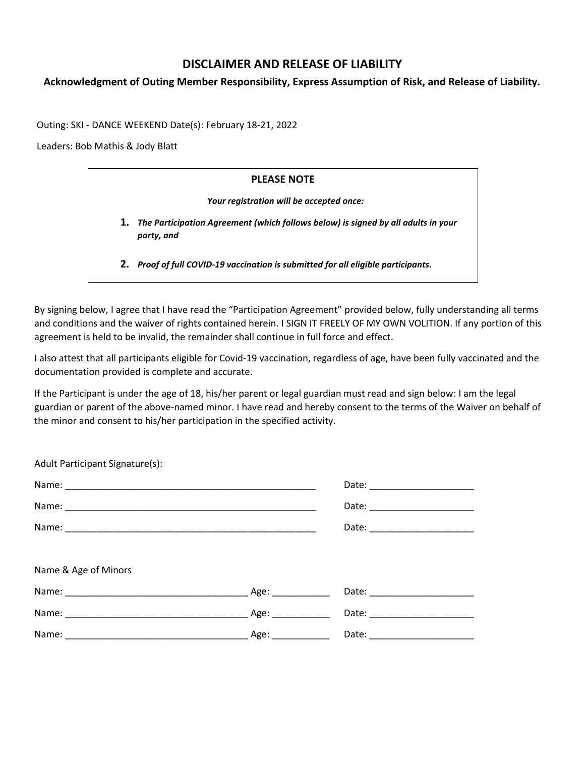# DISCLAIMER AND RELEASE OF LIABILITY

**Acknowledgment of Outing Member Responsibility, Express Assumption of Risk, and Release of Liability.**

Outing: SKI - DANCE WEEKEND Date(s): February 18-21, 2022

Leaders: Bob Mathis & Jody Blatt

**PLEASE NOTE**

***Your registration will be accepted once:***

1. ***The Participation Agreement (which follows below) is signed by all adults in your party, and***
2. ***Proof of full COVID-19 vaccination is submitted for all eligible participants.***

By signing below, I agree that I have read the "Participation Agreement" provided below, fully understanding all terms and conditions and the waiver of rights contained herein. I SIGN IT FREELY OF MY OWN VOLITION. If any portion of this agreement is held to be invalid, the remainder shall continue in full force and effect.

I also attest that all participants eligible for Covid-19 vaccination, regardless of age, have been fully vaccinated and the documentation provided is complete and accurate.

If the Participant is under the age of 18, his/her parent or legal guardian must read and sign below: I am the legal guardian or parent of the above-named minor. I have read and hereby consent to the terms of the Waiver on behalf of the minor and consent to his/her participation in the specified activity.

Adult Participant Signature(s):

Name: ___________________________________________________ Date: ____________________

Name: ___________________________________________________ Date: ____________________

Name: ___________________________________________________ Date: ____________________

Name & Age of Minors

Name: ____________________________________ Age: ___________ Date: ____________________

Name: ____________________________________ Age: ___________ Date: ____________________

Name: ____________________________________ Age: ___________ Date: ____________________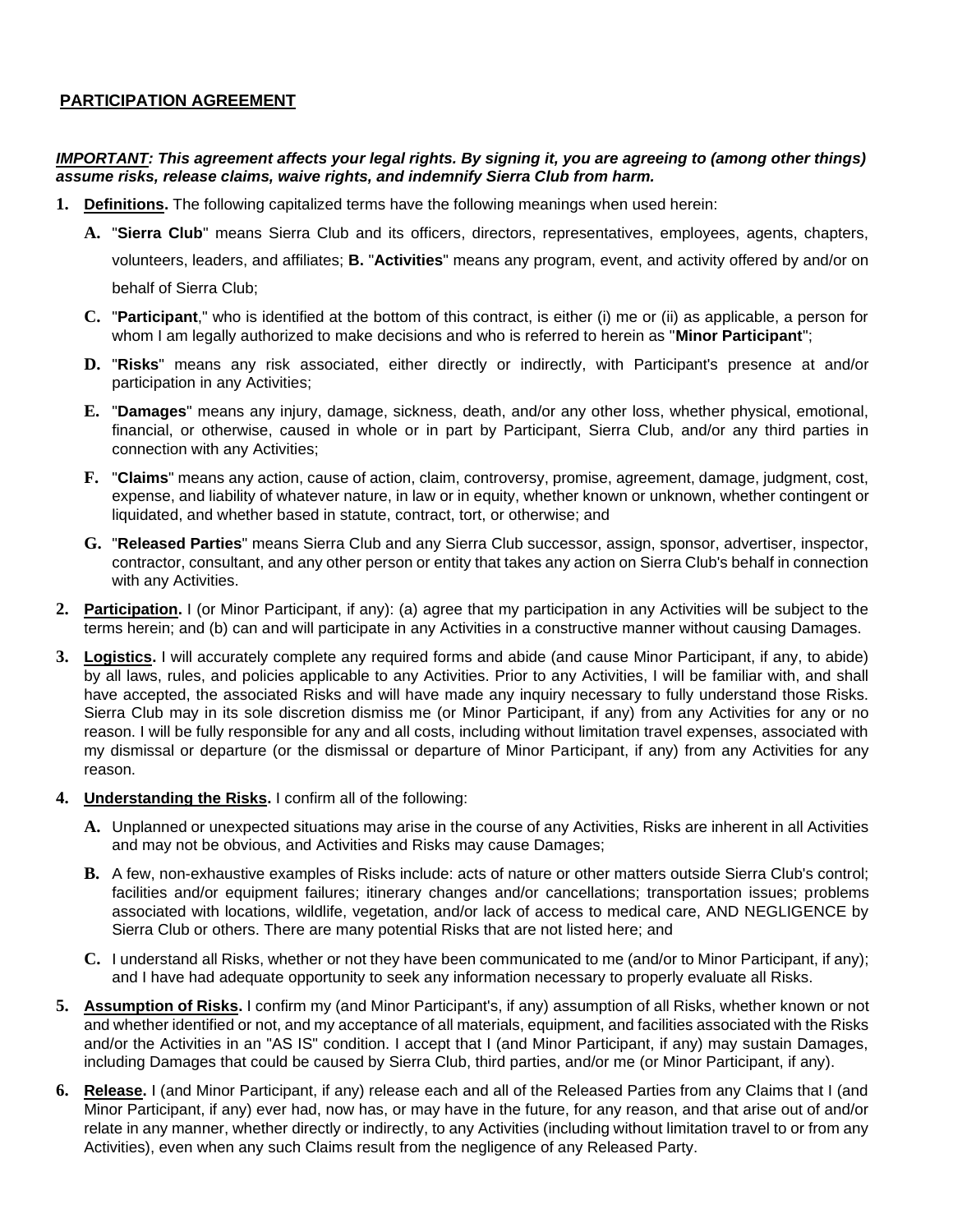## PARTICIPATION AGREEMENT

***IMPORTANT: This agreement affects your legal rights. By signing it, you are agreeing to (among other things) assume risks, release claims, waive rights, and indemnify Sierra Club from harm.***

1. **Definitions.** The following capitalized terms have the following meanings when used herein:

   **A.** "**Sierra Club**" means Sierra Club and its officers, directors, representatives, employees, agents, chapters, volunteers, leaders, and affiliates; **B.** "**Activities**" means any program, event, and activity offered by and/or on behalf of Sierra Club;

   **C.** "**Participant**," who is identified at the bottom of this contract, is either (i) me or (ii) as applicable, a person for whom I am legally authorized to make decisions and who is referred to herein as "**Minor Participant**";

   **D.** "**Risks**" means any risk associated, either directly or indirectly, with Participant's presence at and/or participation in any Activities;

   **E.** "**Damages**" means any injury, damage, sickness, death, and/or any other loss, whether physical, emotional, financial, or otherwise, caused in whole or in part by Participant, Sierra Club, and/or any third parties in connection with any Activities;

   **F.** "**Claims**" means any action, cause of action, claim, controversy, promise, agreement, damage, judgment, cost, expense, and liability of whatever nature, in law or in equity, whether known or unknown, whether contingent or liquidated, and whether based in statute, contract, tort, or otherwise; and

   **G.** "**Released Parties**" means Sierra Club and any Sierra Club successor, assign, sponsor, advertiser, inspector, contractor, consultant, and any other person or entity that takes any action on Sierra Club's behalf in connection with any Activities.

2. **Participation.** I (or Minor Participant, if any): (a) agree that my participation in any Activities will be subject to the terms herein; and (b) can and will participate in any Activities in a constructive manner without causing Damages.

3. **Logistics.** I will accurately complete any required forms and abide (and cause Minor Participant, if any, to abide) by all laws, rules, and policies applicable to any Activities. Prior to any Activities, I will be familiar with, and shall have accepted, the associated Risks and will have made any inquiry necessary to fully understand those Risks. Sierra Club may in its sole discretion dismiss me (or Minor Participant, if any) from any Activities for any or no reason. I will be fully responsible for any and all costs, including without limitation travel expenses, associated with my dismissal or departure (or the dismissal or departure of Minor Participant, if any) from any Activities for any reason.

4. **Understanding the Risks.** I confirm all of the following:

   **A.** Unplanned or unexpected situations may arise in the course of any Activities, Risks are inherent in all Activities and may not be obvious, and Activities and Risks may cause Damages;

   **B.** A few, non-exhaustive examples of Risks include: acts of nature or other matters outside Sierra Club's control; facilities and/or equipment failures; itinerary changes and/or cancellations; transportation issues; problems associated with locations, wildlife, vegetation, and/or lack of access to medical care, AND NEGLIGENCE by Sierra Club or others. There are many potential Risks that are not listed here; and

   **C.** I understand all Risks, whether or not they have been communicated to me (and/or to Minor Participant, if any); and I have had adequate opportunity to seek any information necessary to properly evaluate all Risks.

5. **Assumption of Risks.** I confirm my (and Minor Participant's, if any) assumption of all Risks, whether known or not and whether identified or not, and my acceptance of all materials, equipment, and facilities associated with the Risks and/or the Activities in an "AS IS" condition. I accept that I (and Minor Participant, if any) may sustain Damages, including Damages that could be caused by Sierra Club, third parties, and/or me (or Minor Participant, if any).

6. **Release.** I (and Minor Participant, if any) release each and all of the Released Parties from any Claims that I (and Minor Participant, if any) ever had, now has, or may have in the future, for any reason, and that arise out of and/or relate in any manner, whether directly or indirectly, to any Activities (including without limitation travel to or from any Activities), even when any such Claims result from the negligence of any Released Party.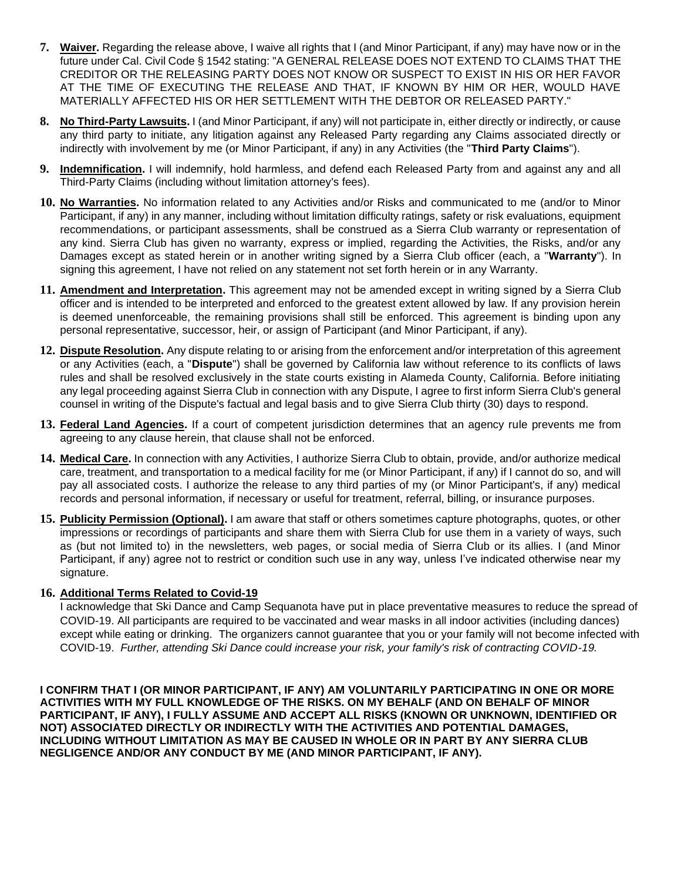7. **Waiver.** Regarding the release above, I waive all rights that I (and Minor Participant, if any) may have now or in the future under Cal. Civil Code § 1542 stating: "A GENERAL RELEASE DOES NOT EXTEND TO CLAIMS THAT THE CREDITOR OR THE RELEASING PARTY DOES NOT KNOW OR SUSPECT TO EXIST IN HIS OR HER FAVOR AT THE TIME OF EXECUTING THE RELEASE AND THAT, IF KNOWN BY HIM OR HER, WOULD HAVE MATERIALLY AFFECTED HIS OR HER SETTLEMENT WITH THE DEBTOR OR RELEASED PARTY."

8. **No Third-Party Lawsuits.** I (and Minor Participant, if any) will not participate in, either directly or indirectly, or cause any third party to initiate, any litigation against any Released Party regarding any Claims associated directly or indirectly with involvement by me (or Minor Participant, if any) in any Activities (the "**Third Party Claims**").

9. **Indemnification.** I will indemnify, hold harmless, and defend each Released Party from and against any and all Third-Party Claims (including without limitation attorney's fees).

10. **No Warranties.** No information related to any Activities and/or Risks and communicated to me (and/or to Minor Participant, if any) in any manner, including without limitation difficulty ratings, safety or risk evaluations, equipment recommendations, or participant assessments, shall be construed as a Sierra Club warranty or representation of any kind. Sierra Club has given no warranty, express or implied, regarding the Activities, the Risks, and/or any Damages except as stated herein or in another writing signed by a Sierra Club officer (each, a "**Warranty**"). In signing this agreement, I have not relied on any statement not set forth herein or in any Warranty.

11. **Amendment and Interpretation.** This agreement may not be amended except in writing signed by a Sierra Club officer and is intended to be interpreted and enforced to the greatest extent allowed by law. If any provision herein is deemed unenforceable, the remaining provisions shall still be enforced. This agreement is binding upon any personal representative, successor, heir, or assign of Participant (and Minor Participant, if any).

12. **Dispute Resolution.** Any dispute relating to or arising from the enforcement and/or interpretation of this agreement or any Activities (each, a "**Dispute**") shall be governed by California law without reference to its conflicts of laws rules and shall be resolved exclusively in the state courts existing in Alameda County, California. Before initiating any legal proceeding against Sierra Club in connection with any Dispute, I agree to first inform Sierra Club's general counsel in writing of the Dispute's factual and legal basis and to give Sierra Club thirty (30) days to respond.

13. **Federal Land Agencies.** If a court of competent jurisdiction determines that an agency rule prevents me from agreeing to any clause herein, that clause shall not be enforced.

14. **Medical Care.** In connection with any Activities, I authorize Sierra Club to obtain, provide, and/or authorize medical care, treatment, and transportation to a medical facility for me (or Minor Participant, if any) if I cannot do so, and will pay all associated costs. I authorize the release to any third parties of my (or Minor Participant's, if any) medical records and personal information, if necessary or useful for treatment, referral, billing, or insurance purposes.

15. **Publicity Permission (Optional).** I am aware that staff or others sometimes capture photographs, quotes, or other impressions or recordings of participants and share them with Sierra Club for use them in a variety of ways, such as (but not limited to) in the newsletters, web pages, or social media of Sierra Club or its allies. I (and Minor Participant, if any) agree not to restrict or condition such use in any way, unless I've indicated otherwise near my signature.

16. **Additional Terms Related to Covid-19**
I acknowledge that Ski Dance and Camp Sequanota have put in place preventative measures to reduce the spread of COVID-19. All participants are required to be vaccinated and wear masks in all indoor activities (including dances) except while eating or drinking. The organizers cannot guarantee that you or your family will not become infected with COVID-19. *Further, attending Ski Dance could increase your risk, your family's risk of contracting COVID-19.*

**I CONFIRM THAT I (OR MINOR PARTICIPANT, IF ANY) AM VOLUNTARILY PARTICIPATING IN ONE OR MORE ACTIVITIES WITH MY FULL KNOWLEDGE OF THE RISKS. ON MY BEHALF (AND ON BEHALF OF MINOR PARTICIPANT, IF ANY), I FULLY ASSUME AND ACCEPT ALL RISKS (KNOWN OR UNKNOWN, IDENTIFIED OR NOT) ASSOCIATED DIRECTLY OR INDIRECTLY WITH THE ACTIVITIES AND POTENTIAL DAMAGES, INCLUDING WITHOUT LIMITATION AS MAY BE CAUSED IN WHOLE OR IN PART BY ANY SIERRA CLUB NEGLIGENCE AND/OR ANY CONDUCT BY ME (AND MINOR PARTICIPANT, IF ANY).**